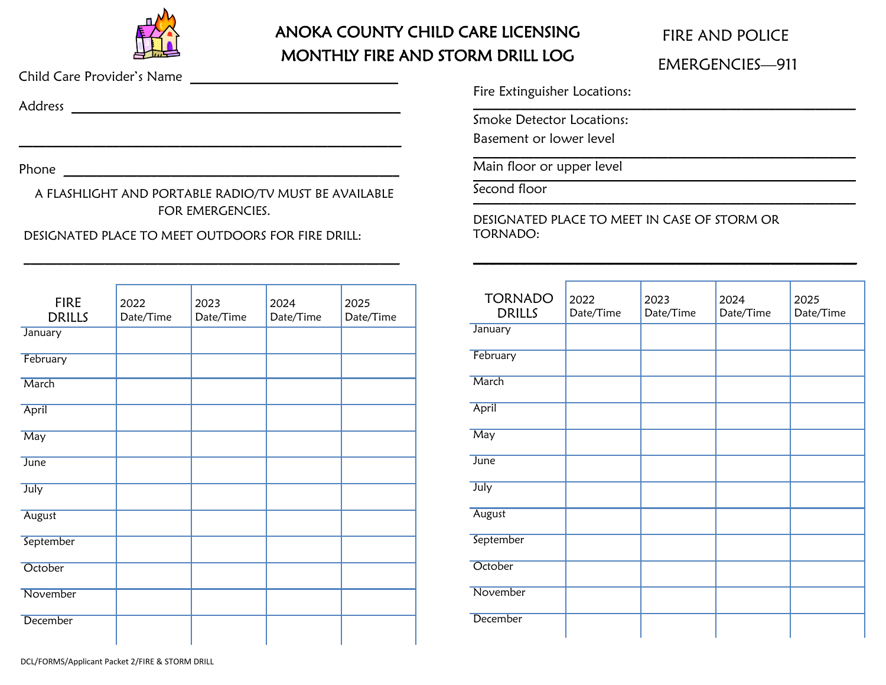# ANOKA COUNTY CHILD CARE LICENSING
# MONTHLY FIRE AND STORM DRILL LOG

FIRE AND POLICE EMERGENCIES—911

Child Care Provider's Name ______________________________

Address ________________________________________________

________________________________________________________

Phone __________________________________________________

A FLASHLIGHT AND PORTABLE RADIO/TV MUST BE AVAILABLE FOR EMERGENCIES.

DESIGNATED PLACE TO MEET OUTDOORS FOR FIRE DRILL:

________________________________________________________

Fire Extinguisher Locations:

________________________________________________________

Smoke Detector Locations:

Basement or lower level

________________________________________________________

Main floor or upper level

________________________________________________________

Second floor

________________________________________________________

DESIGNATED PLACE TO MEET IN CASE OF STORM OR TORNADO:

________________________________________________________

| FIRE DRILLS | 2022 Date/Time | 2023 Date/Time | 2024 Date/Time | 2025 Date/Time |
|---|---|---|---|---|
| January | | | | |
| February | | | | |
| March | | | | |
| April | | | | |
| May | | | | |
| June | | | | |
| July | | | | |
| August | | | | |
| September | | | | |
| October | | | | |
| November | | | | |
| December | | | | |

| TORNADO DRILLS | 2022 Date/Time | 2023 Date/Time | 2024 Date/Time | 2025 Date/Time |
|---|---|---|---|---|
| January | | | | |
| February | | | | |
| March | | | | |
| April | | | | |
| May | | | | |
| June | | | | |
| July | | | | |
| August | | | | |
| September | | | | |
| October | | | | |
| November | | | | |
| December | | | | |

DCL/FORMS/Applicant Packet 2/FIRE & STORM DRILL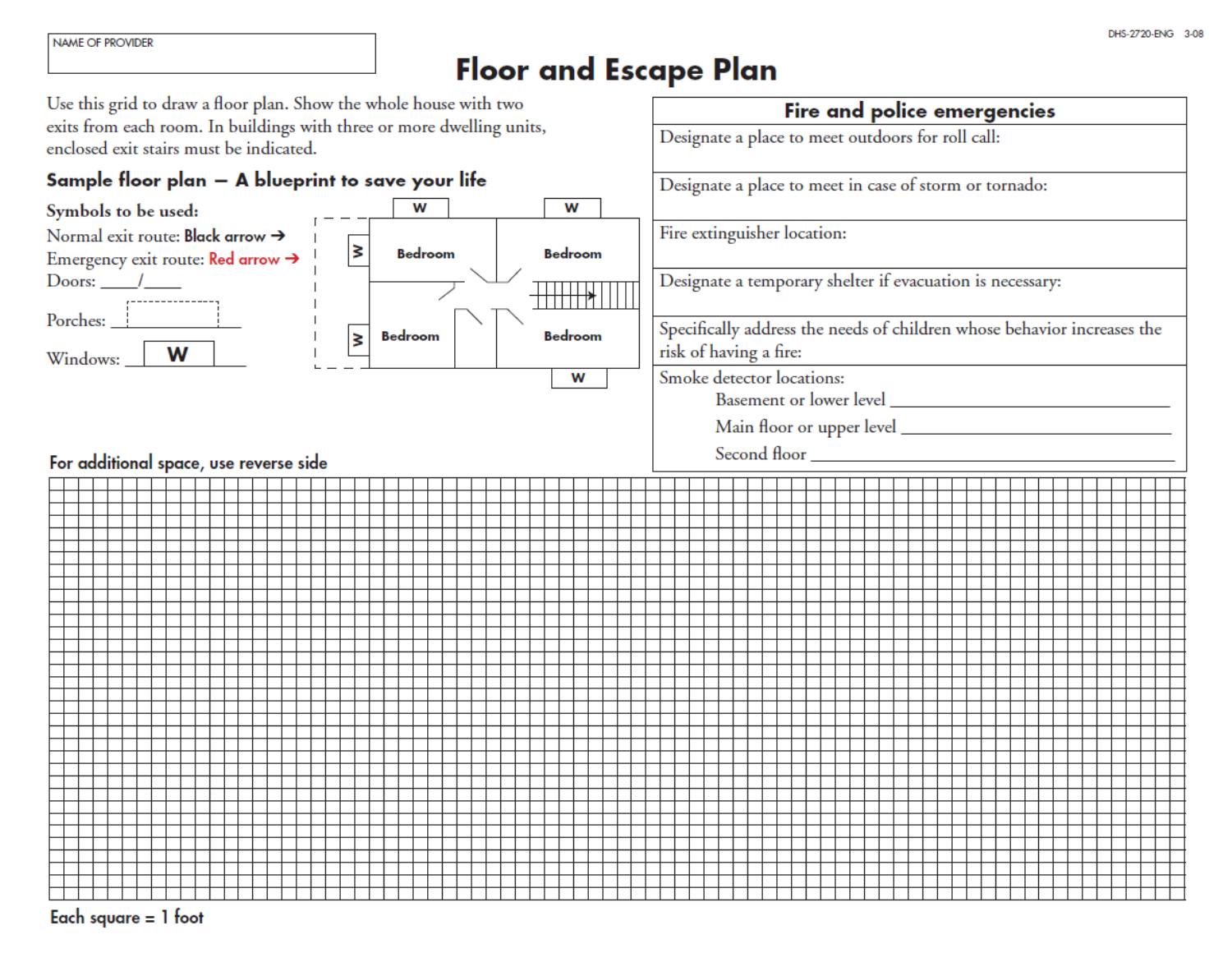NAME OF PROVIDER

DHS-2720-ENG 3-08

# Floor and Escape Plan

Use this grid to draw a floor plan. Show the whole house with two exits from each room. In buildings with three or more dwelling units, enclosed exit stairs must be indicated.

## Sample floor plan — A blueprint to save your life

**Symbols to be used:**

Normal exit route: **Black arrow →**

Emergency exit route: **Red arrow →**

Doors: ____/____

Porches: ____________

Windows: **W**

Bedroom Bedroom Bedroom Bedroom W W W W W

| Fire and police emergencies |
|---|
| Designate a place to meet outdoors for roll call: |
| Designate a place to meet in case of storm or tornado: |
| Fire extinguisher location: |
| Designate a temporary shelter if evacuation is necessary: |
| Specifically address the needs of children whose behavior increases the risk of having a fire: |
| Smoke detector locations:<br>Basement or lower level ____________________<br>Main floor or upper level ____________________<br>Second floor ____________________ |

For additional space, use reverse side

Each square = 1 foot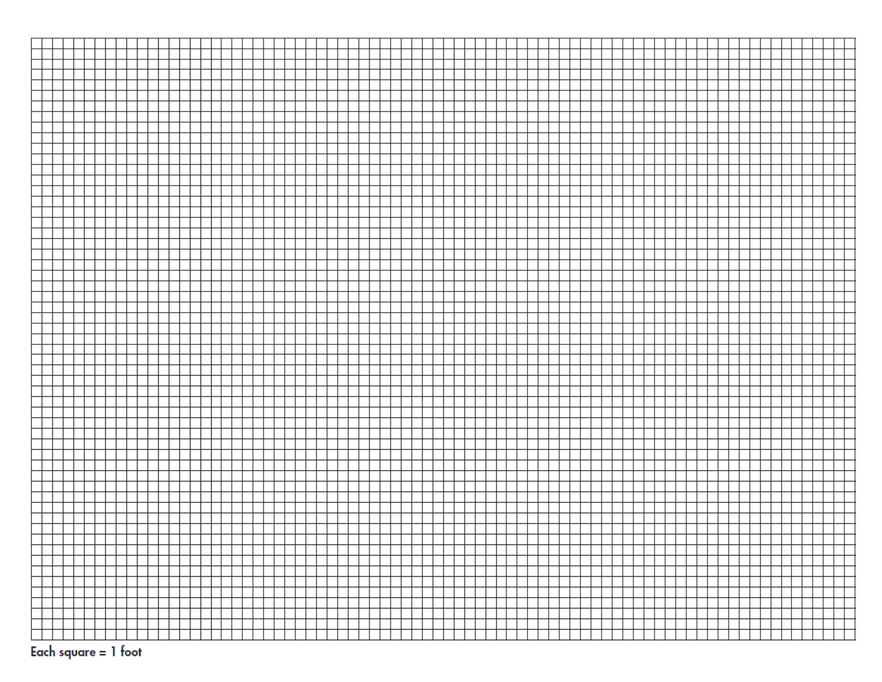Each square = 1 foot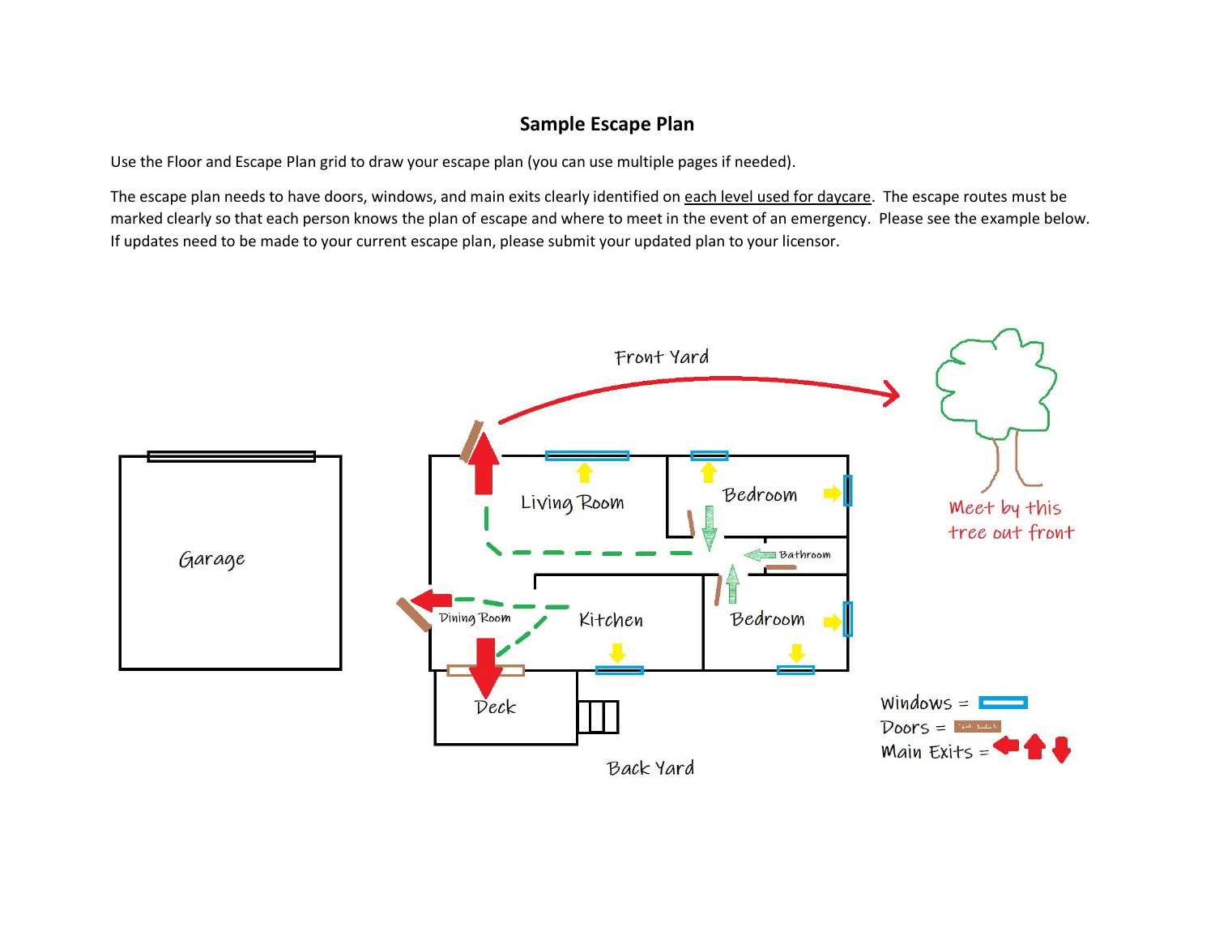## Sample Escape Plan

Use the Floor and Escape Plan grid to draw your escape plan (you can use multiple pages if needed).

The escape plan needs to have doors, windows, and main exits clearly identified on each level used for daycare. The escape routes must be marked clearly so that each person knows the plan of escape and where to meet in the event of an emergency. Please see the example below. If updates need to be made to your current escape plan, please submit your updated plan to your licensor.

Front Yard

Garage

Living Room

Bedroom

Bathroom

Dining Room

Kitchen

Bedroom

Deck

Back Yard

Meet by this tree out front

Windows =

Doors =

Main Exits =